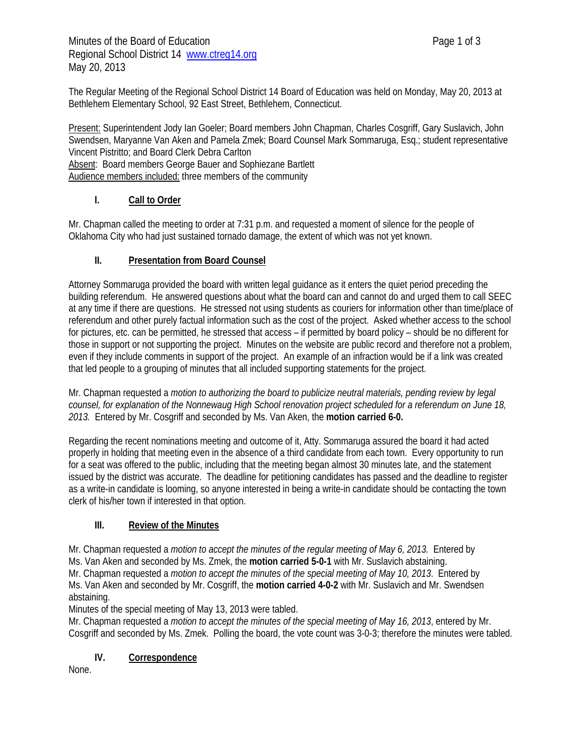Minutes of the Board of Education
Regional School District 14 www.ctreg14.org
May 20, 2013

The Regular Meeting of the Regional School District 14 Board of Education was held on Monday, May 20, 2013 at Bethlehem Elementary School, 92 East Street, Bethlehem, Connecticut.

Present: Superintendent Jody Ian Goeler; Board members John Chapman, Charles Cosgriff, Gary Suslavich, John Swendsen, Maryanne Van Aken and Pamela Zmek; Board Counsel Mark Sommaruga, Esq.; student representative Vincent Pistritto; and Board Clerk Debra Carlton
Absent: Board members George Bauer and Sophiezane Bartlett
Audience members included: three members of the community

## I. Call to Order

Mr. Chapman called the meeting to order at 7:31 p.m. and requested a moment of silence for the people of Oklahoma City who had just sustained tornado damage, the extent of which was not yet known.

## II. Presentation from Board Counsel

Attorney Sommaruga provided the board with written legal guidance as it enters the quiet period preceding the building referendum. He answered questions about what the board can and cannot do and urged them to call SEEC at any time if there are questions. He stressed not using students as couriers for information other than time/place of referendum and other purely factual information such as the cost of the project. Asked whether access to the school for pictures, etc. can be permitted, he stressed that access – if permitted by board policy – should be no different for those in support or not supporting the project. Minutes on the website are public record and therefore not a problem, even if they include comments in support of the project. An example of an infraction would be if a link was created that led people to a grouping of minutes that all included supporting statements for the project.

Mr. Chapman requested a *motion to authorizing the board to publicize neutral materials, pending review by legal counsel, for explanation of the Nonnewaug High School renovation project scheduled for a referendum on June 18, 2013.* Entered by Mr. Cosgriff and seconded by Ms. Van Aken, the **motion carried 6-0.**

Regarding the recent nominations meeting and outcome of it, Atty. Sommaruga assured the board it had acted properly in holding that meeting even in the absence of a third candidate from each town. Every opportunity to run for a seat was offered to the public, including that the meeting began almost 30 minutes late, and the statement issued by the district was accurate. The deadline for petitioning candidates has passed and the deadline to register as a write-in candidate is looming, so anyone interested in being a write-in candidate should be contacting the town clerk of his/her town if interested in that option.

## III. Review of the Minutes

Mr. Chapman requested a *motion to accept the minutes of the regular meeting of May 6, 2013.* Entered by Ms. Van Aken and seconded by Ms. Zmek, the **motion carried 5-0-1** with Mr. Suslavich abstaining.
Mr. Chapman requested a *motion to accept the minutes of the special meeting of May 10, 2013*. Entered by Ms. Van Aken and seconded by Mr. Cosgriff, the **motion carried 4-0-2** with Mr. Suslavich and Mr. Swendsen abstaining.
Minutes of the special meeting of May 13, 2013 were tabled.
Mr. Chapman requested a *motion to accept the minutes of the special meeting of May 16, 2013*, entered by Mr. Cosgriff and seconded by Ms. Zmek. Polling the board, the vote count was 3-0-3; therefore the minutes were tabled.

## IV. Correspondence

None.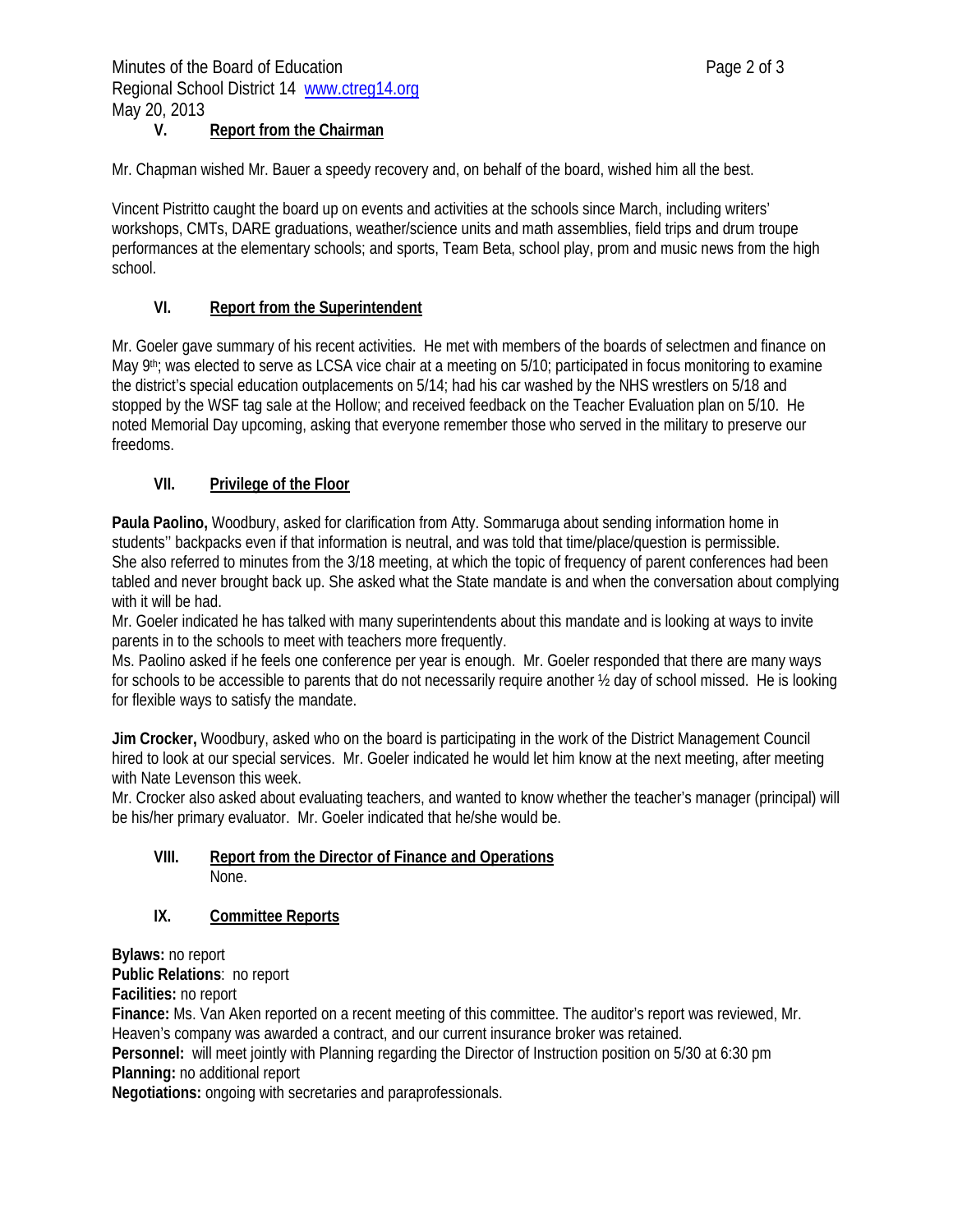## V. Report from the Chairman

Mr. Chapman wished Mr. Bauer a speedy recovery and, on behalf of the board, wished him all the best.

Vincent Pistritto caught the board up on events and activities at the schools since March, including writers' workshops, CMTs, DARE graduations, weather/science units and math assemblies, field trips and drum troupe performances at the elementary schools; and sports, Team Beta, school play, prom and music news from the high school.

## VI. Report from the Superintendent

Mr. Goeler gave summary of his recent activities. He met with members of the boards of selectmen and finance on May 9th; was elected to serve as LCSA vice chair at a meeting on 5/10; participated in focus monitoring to examine the district's special education outplacements on 5/14; had his car washed by the NHS wrestlers on 5/18 and stopped by the WSF tag sale at the Hollow; and received feedback on the Teacher Evaluation plan on 5/10. He noted Memorial Day upcoming, asking that everyone remember those who served in the military to preserve our freedoms.

## VII. Privilege of the Floor

**Paula Paolino,** Woodbury, asked for clarification from Atty. Sommaruga about sending information home in students'' backpacks even if that information is neutral, and was told that time/place/question is permissible. She also referred to minutes from the 3/18 meeting, at which the topic of frequency of parent conferences had been tabled and never brought back up. She asked what the State mandate is and when the conversation about complying with it will be had.
Mr. Goeler indicated he has talked with many superintendents about this mandate and is looking at ways to invite parents in to the schools to meet with teachers more frequently.
Ms. Paolino asked if he feels one conference per year is enough. Mr. Goeler responded that there are many ways for schools to be accessible to parents that do not necessarily require another ½ day of school missed. He is looking for flexible ways to satisfy the mandate.

**Jim Crocker,** Woodbury, asked who on the board is participating in the work of the District Management Council hired to look at our special services. Mr. Goeler indicated he would let him know at the next meeting, after meeting with Nate Levenson this week.
Mr. Crocker also asked about evaluating teachers, and wanted to know whether the teacher's manager (principal) will be his/her primary evaluator. Mr. Goeler indicated that he/she would be.

## VIII. Report from the Director of Finance and Operations

None.

## IX. Committee Reports

**Bylaws:** no report
**Public Relations**: no report
**Facilities:** no report
**Finance:** Ms. Van Aken reported on a recent meeting of this committee. The auditor's report was reviewed, Mr. Heaven's company was awarded a contract, and our current insurance broker was retained.
**Personnel:** will meet jointly with Planning regarding the Director of Instruction position on 5/30 at 6:30 pm
**Planning:** no additional report
**Negotiations:** ongoing with secretaries and paraprofessionals.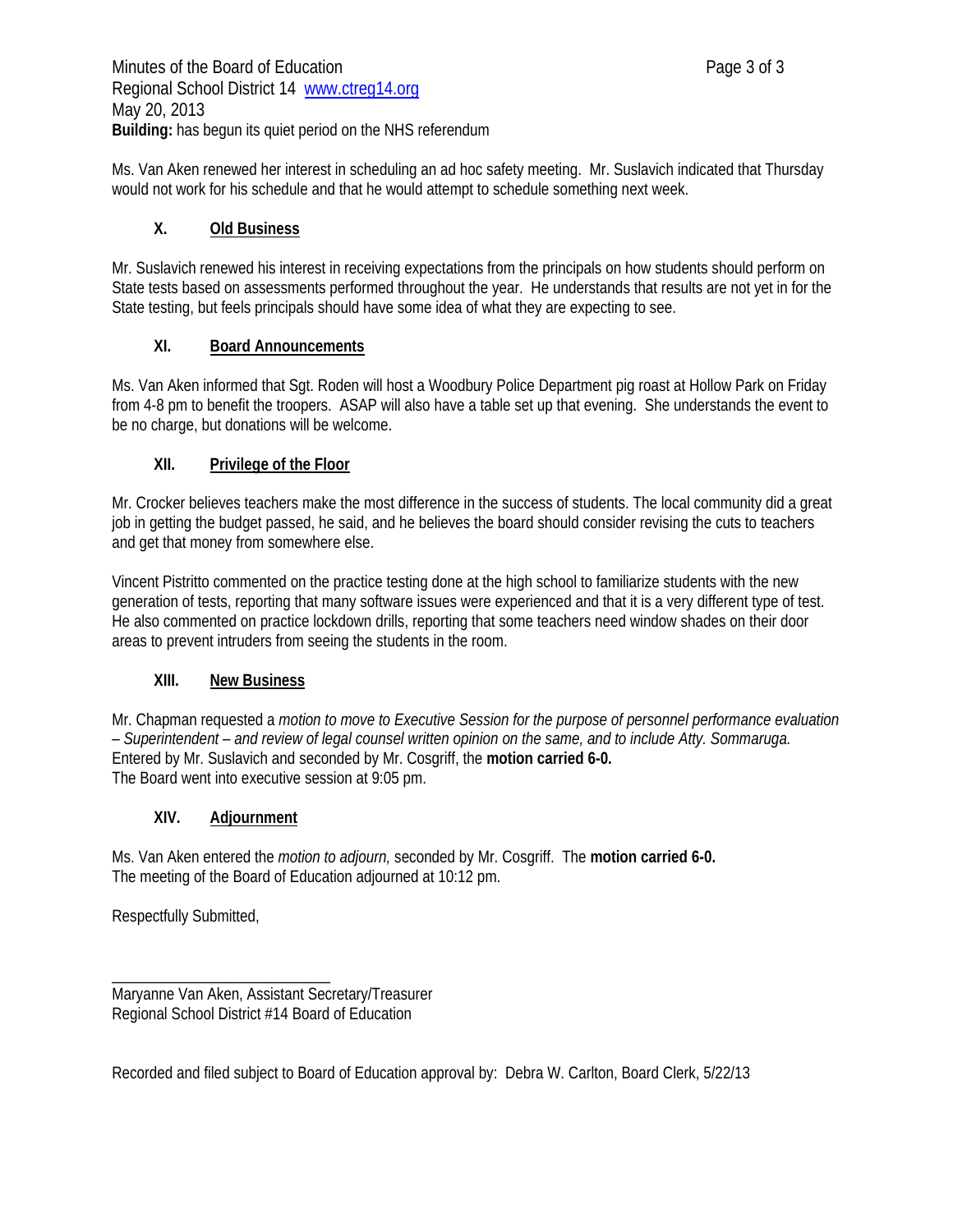**Building:** has begun its quiet period on the NHS referendum

Ms. Van Aken renewed her interest in scheduling an ad hoc safety meeting. Mr. Suslavich indicated that Thursday would not work for his schedule and that he would attempt to schedule something next week.

## X. Old Business

Mr. Suslavich renewed his interest in receiving expectations from the principals on how students should perform on State tests based on assessments performed throughout the year. He understands that results are not yet in for the State testing, but feels principals should have some idea of what they are expecting to see.

## XI. Board Announcements

Ms. Van Aken informed that Sgt. Roden will host a Woodbury Police Department pig roast at Hollow Park on Friday from 4-8 pm to benefit the troopers. ASAP will also have a table set up that evening. She understands the event to be no charge, but donations will be welcome.

## XII. Privilege of the Floor

Mr. Crocker believes teachers make the most difference in the success of students. The local community did a great job in getting the budget passed, he said, and he believes the board should consider revising the cuts to teachers and get that money from somewhere else.

Vincent Pistritto commented on the practice testing done at the high school to familiarize students with the new generation of tests, reporting that many software issues were experienced and that it is a very different type of test. He also commented on practice lockdown drills, reporting that some teachers need window shades on their door areas to prevent intruders from seeing the students in the room.

## XIII. New Business

Mr. Chapman requested a *motion to move to Executive Session for the purpose of personnel performance evaluation – Superintendent – and review of legal counsel written opinion on the same, and to include Atty. Sommaruga.* Entered by Mr. Suslavich and seconded by Mr. Cosgriff, the **motion carried 6-0.**
The Board went into executive session at 9:05 pm.

## XIV. Adjournment

Ms. Van Aken entered the *motion to adjourn,* seconded by Mr. Cosgriff. The **motion carried 6-0.**
The meeting of the Board of Education adjourned at 10:12 pm.

Respectfully Submitted,

\_\_\_\_\_\_\_\_\_\_\_\_\_\_\_\_\_\_\_\_\_\_\_\_\_\_\_\_

Maryanne Van Aken, Assistant Secretary/Treasurer
Regional School District #14 Board of Education

Recorded and filed subject to Board of Education approval by: Debra W. Carlton, Board Clerk, 5/22/13